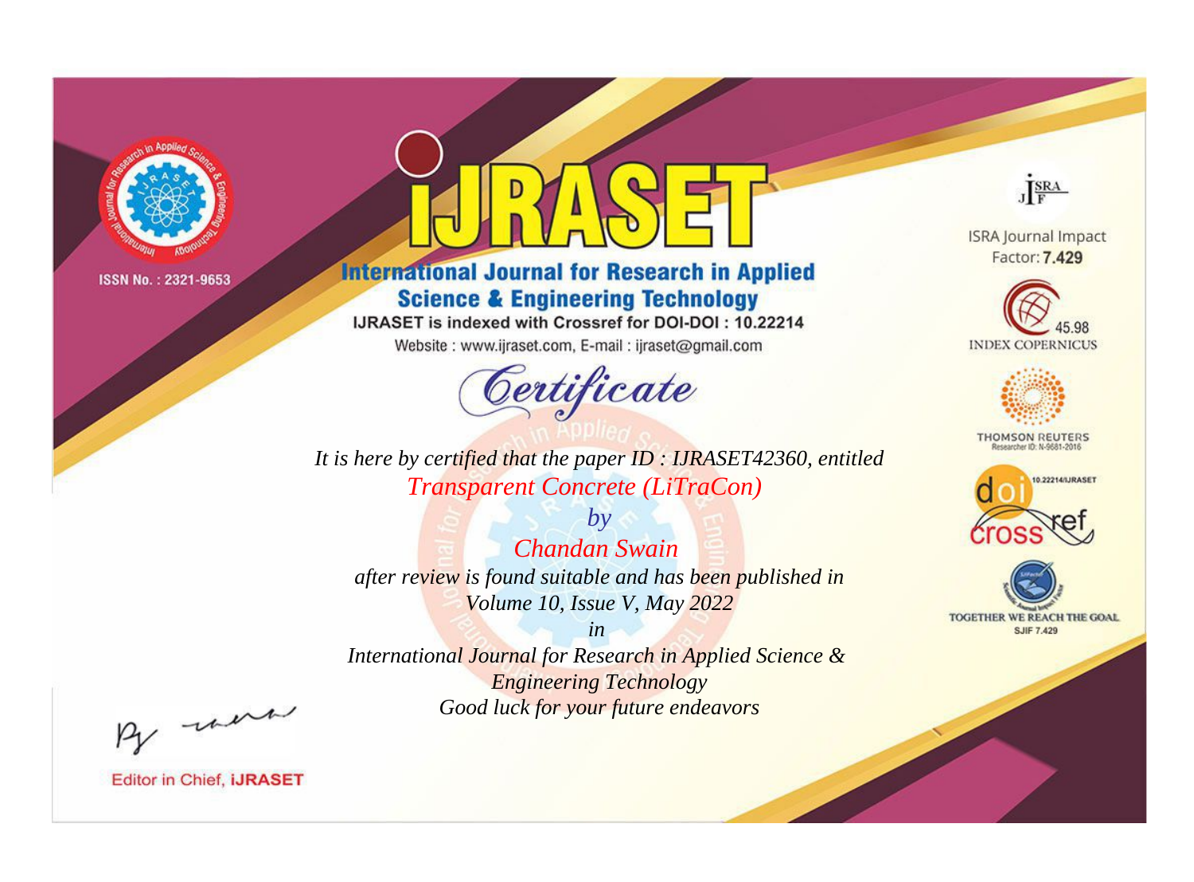ISSN No. : 2321-9653

# iJRASET

## International Journal for Research in Applied Science & Engineering Technology

IJRASET is indexed with Crossref for DOI-DOI : 10.22214

Website : www.ijraset.com, E-mail : ijraset@gmail.com

ISRA Journal Impact Factor: **7.429**

45.98 INDEX COPERNICUS

THOMSON REUTERS Researcher ID: N-9681-2016

10.22214/IJRASET

TOGETHER WE REACH THE GOAL SJIF 7.429

# *Certificate*

*It is here by certified that the paper ID : IJRASET42360, entitled*

*Transparent Concrete (LiTraCon)*

*by*

*Chandan Swain*

*after review is found suitable and has been published in*

*Volume 10, Issue V, May 2022*

*in*

*International Journal for Research in Applied Science & Engineering Technology*

*Good luck for your future endeavors*

Editor in Chief, **iJRASET**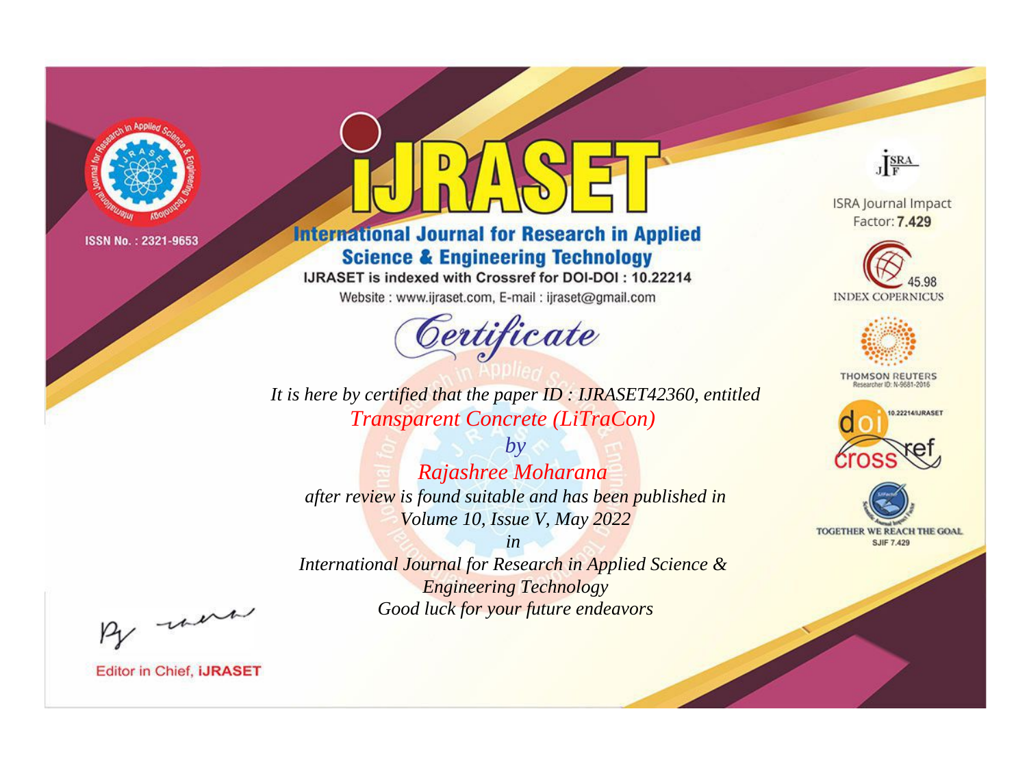ISSN No. : 2321-9653

# iJRASET

## International Journal for Research in Applied Science & Engineering Technology

IJRASET is indexed with Crossref for DOI-DOI : 10.22214

Website : www.ijraset.com, E-mail : ijraset@gmail.com

ISRA Journal Impact Factor: **7.429**

45.98 INDEX COPERNICUS

THOMSON REUTERS Researcher ID: N-9681-2016

10.22214/IJRASET

TOGETHER WE REACH THE GOAL SJIF 7.429

## Certificate

*It is here by certified that the paper ID : IJRASET42360, entitled*

*Transparent Concrete (LiTraCon)*

*by*

*Rajashree Moharana*

*after review is found suitable and has been published in*

*Volume 10, Issue V, May 2022*

*in*

*International Journal for Research in Applied Science & Engineering Technology*

*Good luck for your future endeavors*

Editor in Chief, **iJRASET**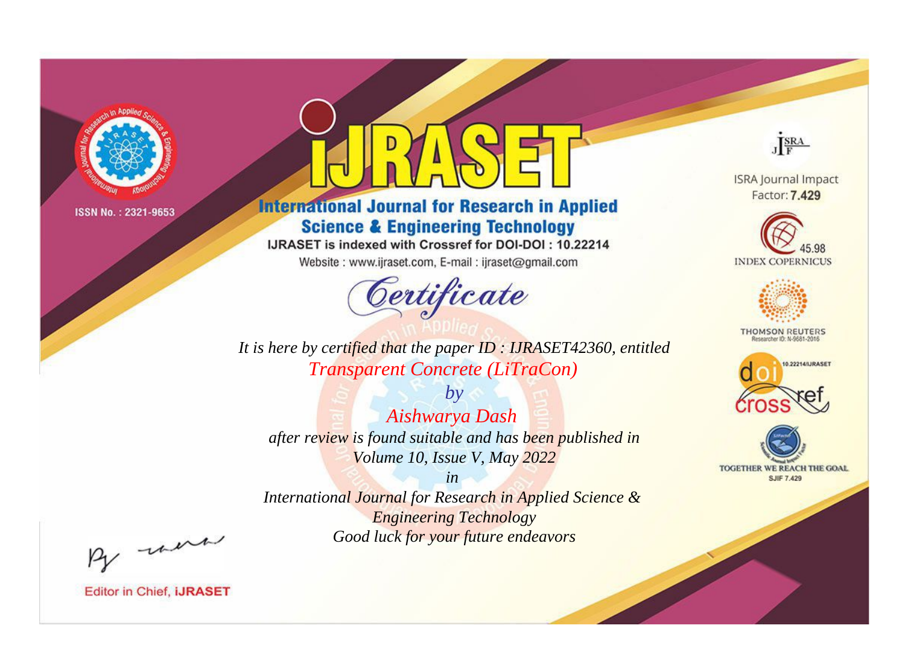ISSN No. : 2321-9653

# IJRASET

## International Journal for Research in Applied Science & Engineering Technology

IJRASET is indexed with Crossref for DOI-DOI : 10.22214

Website : www.ijraset.com, E-mail : ijraset@gmail.com

*Certificate*

*It is here by certified that the paper ID : IJRASET42360, entitled*

*Transparent Concrete (LiTraCon)*

*by*

*Aishwarya Dash*

*after review is found suitable and has been published in*

*Volume 10, Issue V, May 2022*

*in*

*International Journal for Research in Applied Science & Engineering Technology*

*Good luck for your future endeavors*

ISRA Journal Impact Factor: **7.429**

45.98 INDEX COPERNICUS

THOMSON REUTERS Researcher ID: N-9681-2016

10.22214/IJRASET

TOGETHER WE REACH THE GOAL SJIF 7.429

Editor in Chief, **iJRASET**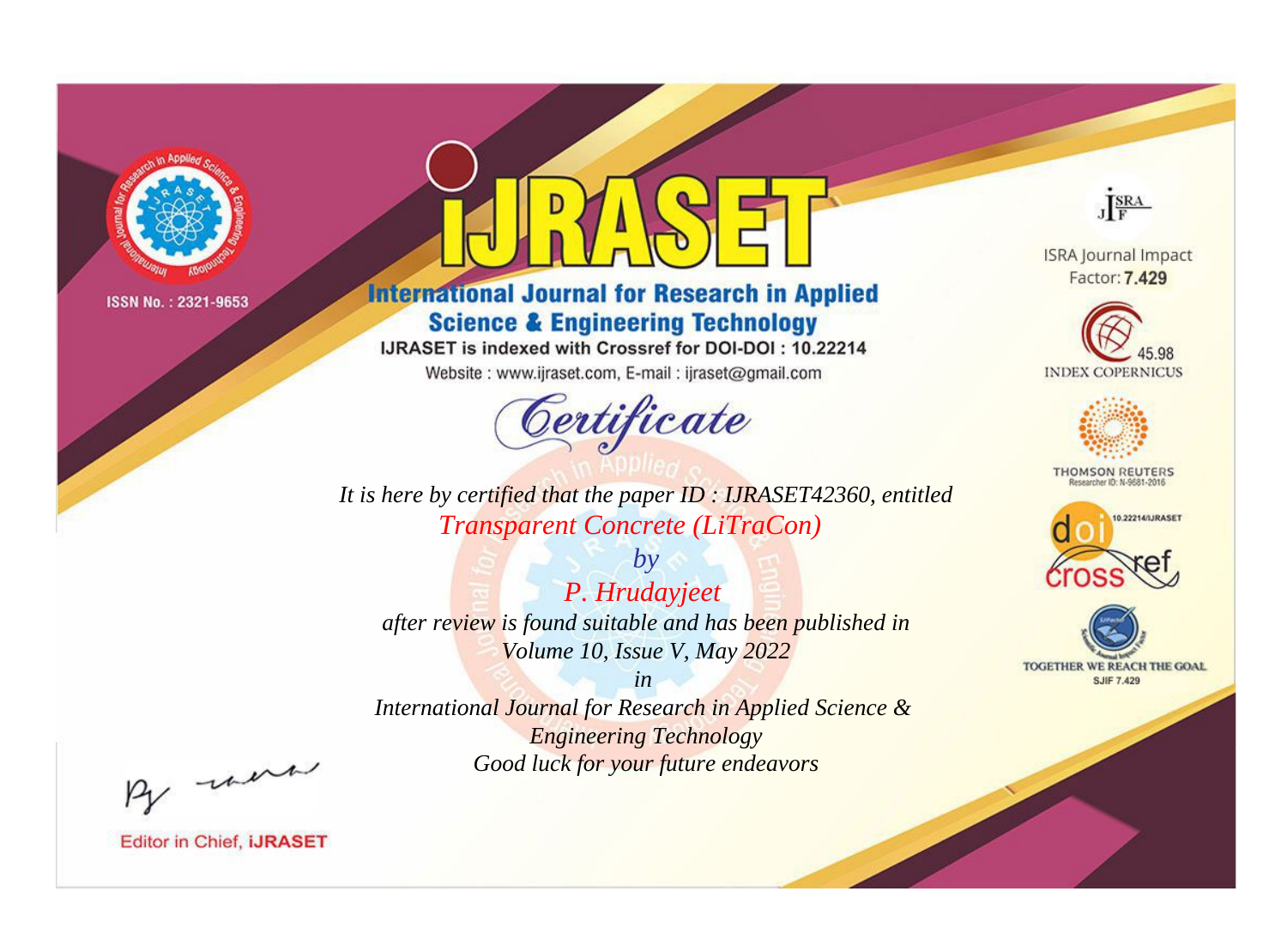ISSN No. : 2321-9653

# iJRASET

## International Journal for Research in Applied Science & Engineering Technology

IJRASET is indexed with Crossref for DOI-DOI : 10.22214

Website : www.ijraset.com, E-mail : ijraset@gmail.com

ISRA Journal Impact Factor: **7.429**

45.98 INDEX COPERNICUS

THOMSON REUTERS Researcher ID: N-9681-2016

10.22214/IJRASET

TOGETHER WE REACH THE GOAL SJIF 7.429

# *Certificate*

*It is here by certified that the paper ID : IJRASET42360, entitled*

*Transparent Concrete (LiTraCon)*

*by*

*P. Hrudayjeet*

*after review is found suitable and has been published in*

*Volume 10, Issue V, May 2022*

*in*

*International Journal for Research in Applied Science & Engineering Technology*

*Good luck for your future endeavors*

Editor in Chief, **iJRASET**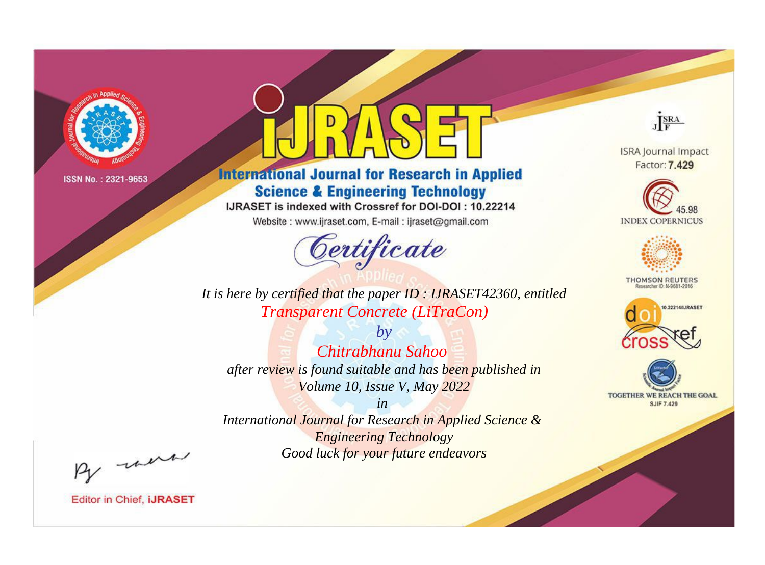ISSN No. : 2321-9653

# iJRASET

## International Journal for Research in Applied Science & Engineering Technology

IJRASET is indexed with Crossref for DOI-DOI : 10.22214

Website : www.ijraset.com, E-mail : ijraset@gmail.com

## Certificate

*It is here by certified that the paper ID : IJRASET42360, entitled*

*Transparent Concrete (LiTraCon)*

*by*

*Chitrabhanu Sahoo*

*after review is found suitable and has been published in*

*Volume 10, Issue V, May 2022*

*in*

*International Journal for Research in Applied Science & Engineering Technology*

*Good luck for your future endeavors*

ISRA Journal Impact Factor: **7.429**

45.98 INDEX COPERNICUS

THOMSON REUTERS Researcher ID: N-9681-2016

10.22214/IJRASET

TOGETHER WE REACH THE GOAL SJIF 7.429

Editor in Chief, **iJRASET**